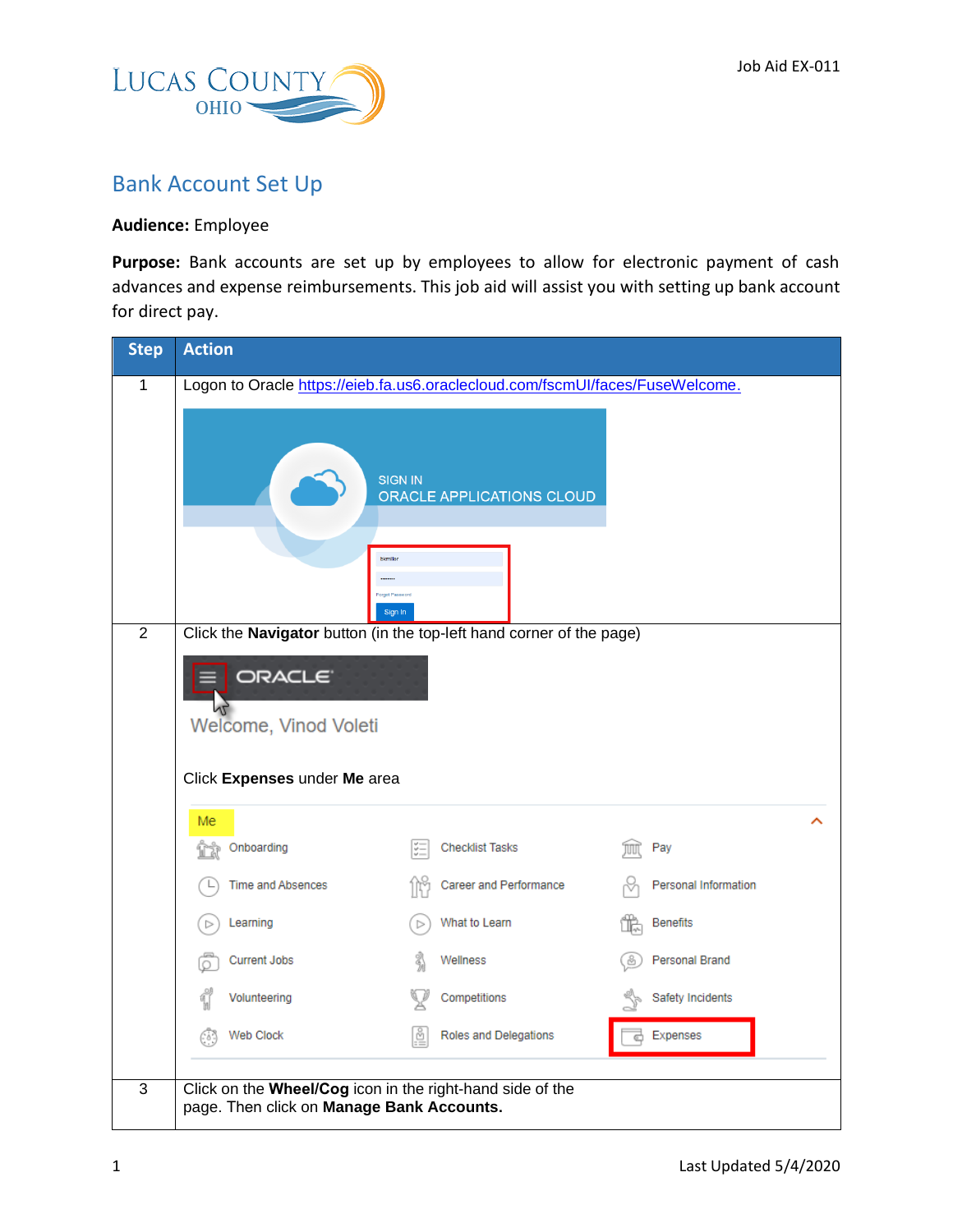# Bank Account Set Up

**Audience:** Employee

**Purpose:** Bank accounts are set up by employees to allow for electronic payment of cash advances and expense reimbursements. This job aid will assist you with setting up bank account for direct pay.

| Step | Action |
| --- | --- |
| 1 | Logon to Oracle https://eieb.fa.us6.oraclecloud.com/fscmUI/faces/FuseWelcome. |
| 2 | Click the **Navigator** button (in the top-left hand corner of the page)<br><br>Click **Expenses** under **Me** area |
| 3 | Click on the **Wheel/Cog** icon in the right-hand side of the page. Then click on **Manage Bank Accounts.** |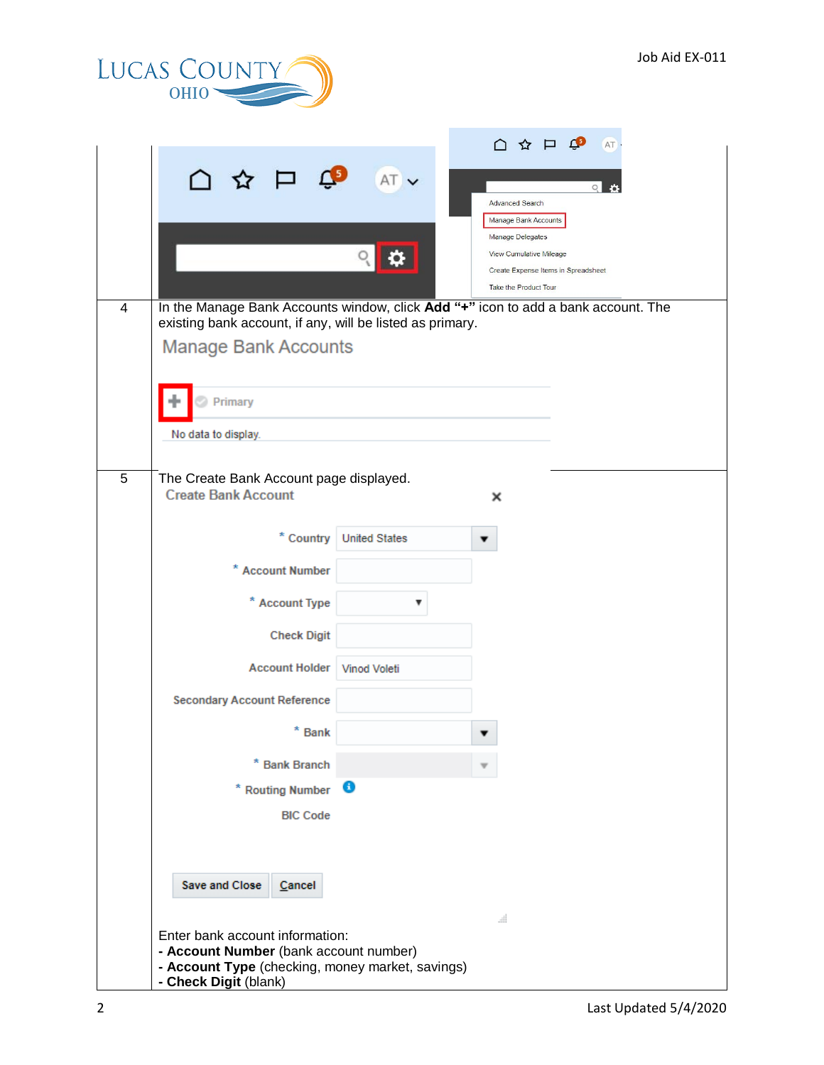| | |
|---|---|
| | |
| 4 | In the Manage Bank Accounts window, click **Add "+"** icon to add a bank account. The existing bank account, if any, will be listed as primary. |
| 5 | The Create Bank Account page displayed.<br><br>Enter bank account information:<br>- **Account Number** (bank account number)<br>- **Account Type** (checking, money market, savings)<br>- **Check Digit** (blank) |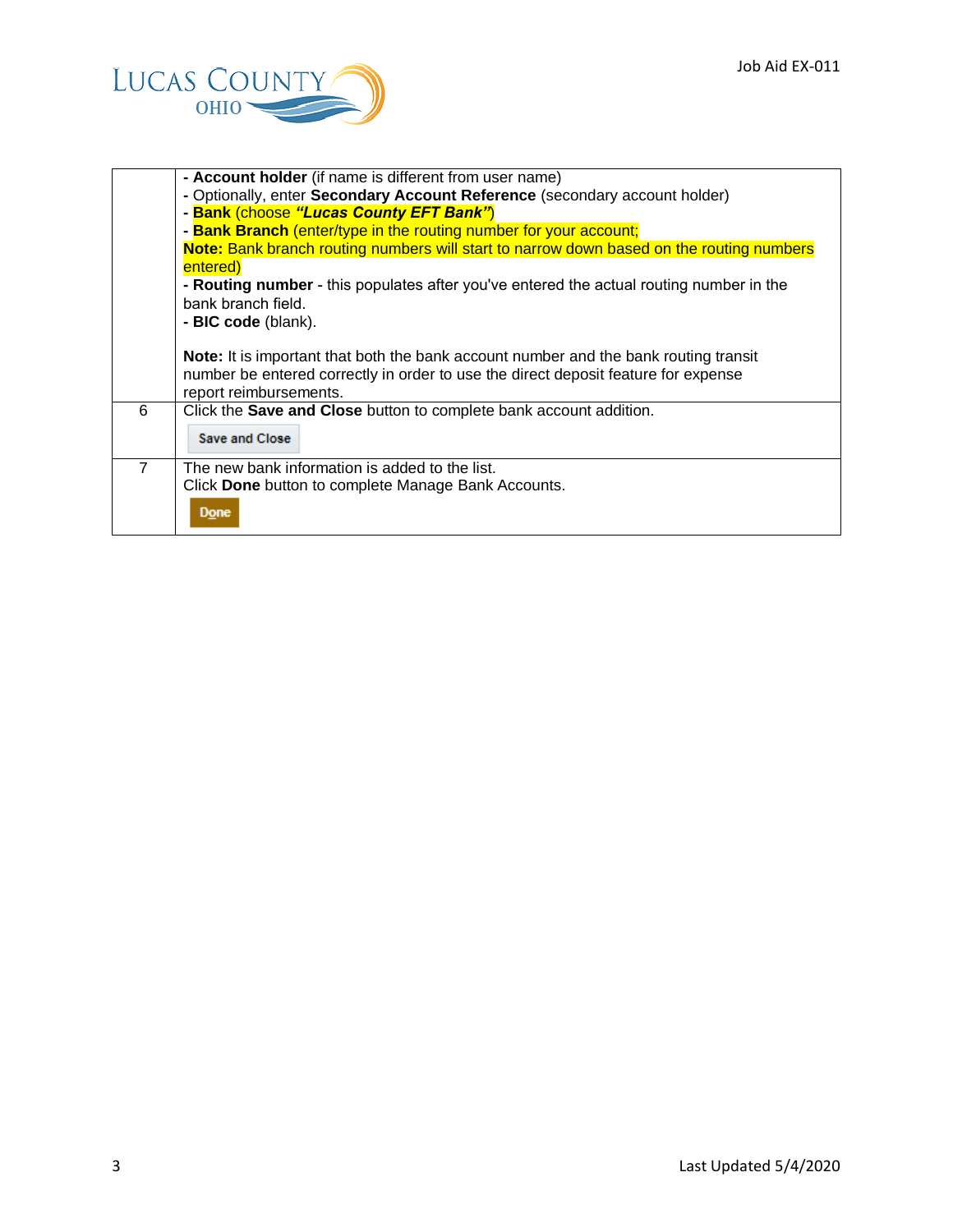| | |
|---|---|
| | **- Account holder** (if name is different from user name)<br>- Optionally, enter **Secondary Account Reference** (secondary account holder)<br>**- Bank** (choose ***"Lucas County EFT Bank"***)<br>**- Bank Branch** (enter/type in the routing number for your account;<br>**Note:** Bank branch routing numbers will start to narrow down based on the routing numbers entered)<br>**- Routing number** - this populates after you've entered the actual routing number in the bank branch field.<br>**- BIC code** (blank).<br><br>**Note:** It is important that both the bank account number and the bank routing transit number be entered correctly in order to use the direct deposit feature for expense report reimbursements. |
| 6 | Click the **Save and Close** button to complete bank account addition.<br>Save and Close |
| 7 | The new bank information is added to the list.<br>Click **Done** button to complete Manage Bank Accounts.<br>Done |